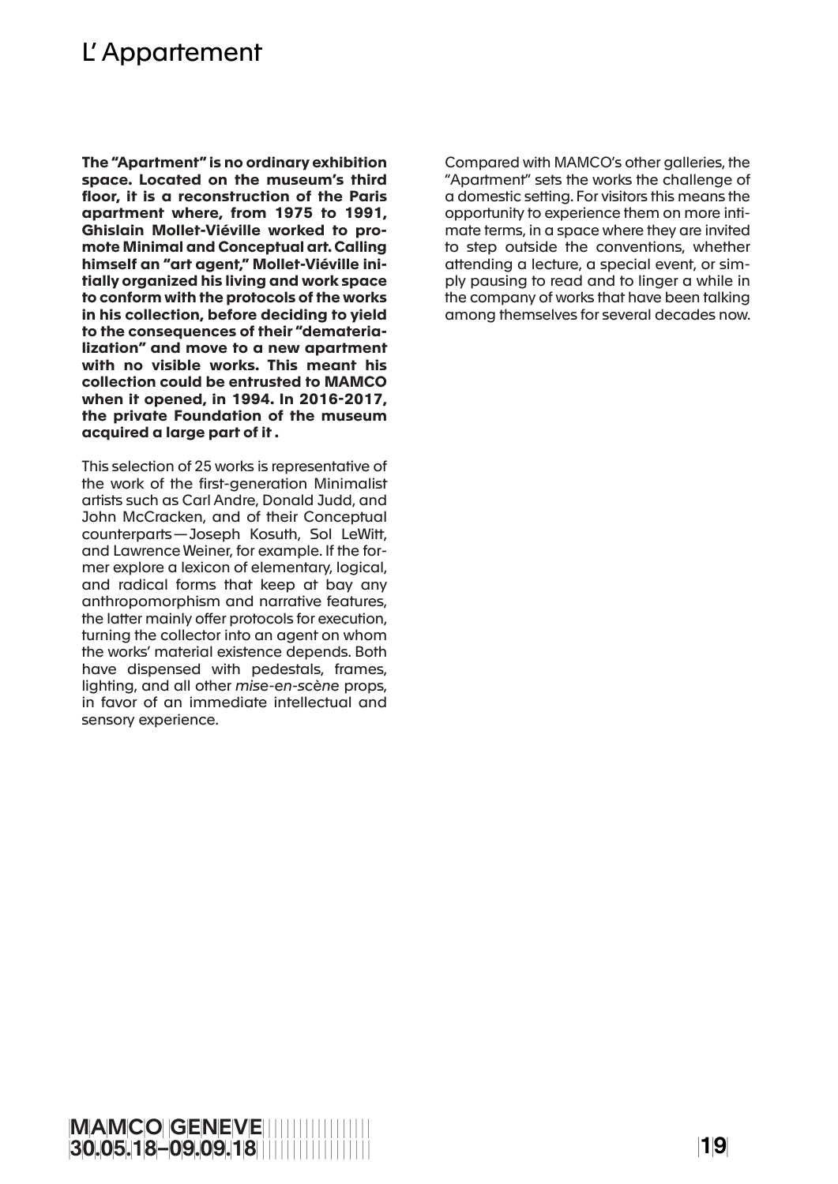# L' Appartement

**The "Apartment" is no ordinary exhibition space. Located on the museum's third floor, it is a reconstruction of the Paris apartment where, from 1975 to 1991, Ghislain Mollet-Viéville worked to promote Minimal and Conceptual art. Calling himself an "art agent," Mollet-Viéville initially organized his living and work space to conform with the protocols of the works in his collection, before deciding to yield to the consequences of their "dematerialization" and move to a new apartment with no visible works. This meant his collection could be entrusted to MAMCO when it opened, in 1994. In 2016-2017, the private Foundation of the museum acquired a large part of it .**

This selection of 25 works is representative of the work of the first-generation Minimalist artists such as Carl Andre, Donald Judd, and John McCracken, and of their Conceptual counterparts — Joseph Kosuth, Sol LeWitt, and Lawrence Weiner, for example. If the former explore a lexicon of elementary, logical, and radical forms that keep at bay any anthropomorphism and narrative features, the latter mainly offer protocols for execution, turning the collector into an agent on whom the works' material existence depends. Both have dispensed with pedestals, frames, lighting, and all other *mise-en-scène* props, in favor of an immediate intellectual and sensory experience.

Compared with MAMCO's other galleries, the "Apartment" sets the works the challenge of a domestic setting. For visitors this means the opportunity to experience them on more intimate terms, in a space where they are invited to step outside the conventions, whether attending a lecture, a special event, or simply pausing to read and to linger a while in the company of works that have been talking among themselves for several decades now.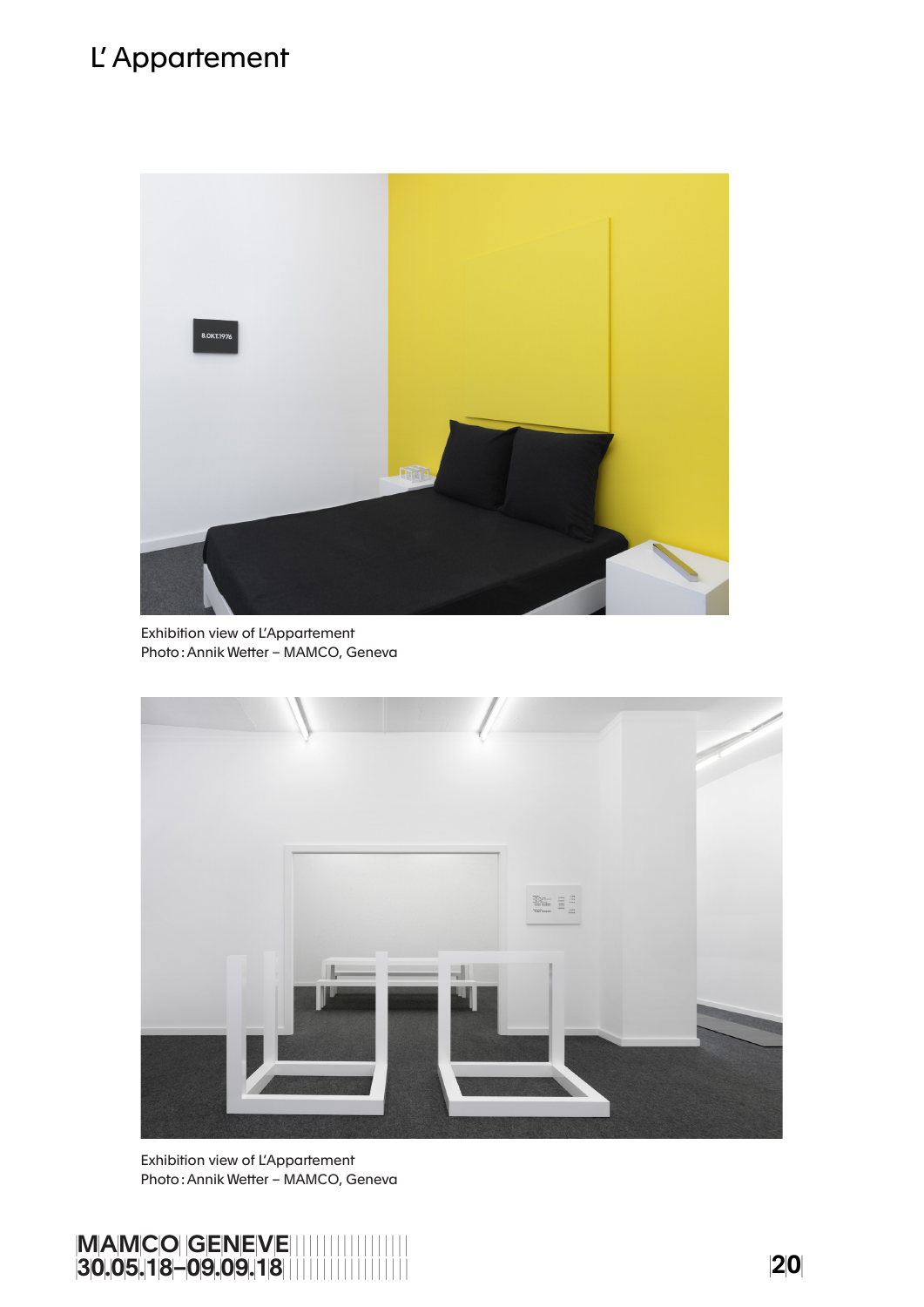# L' Appartement

Exhibition view of L'Appartement
Photo : Annik Wetter – MAMCO, Geneva

Exhibition view of L'Appartement
Photo : Annik Wetter – MAMCO, Geneva